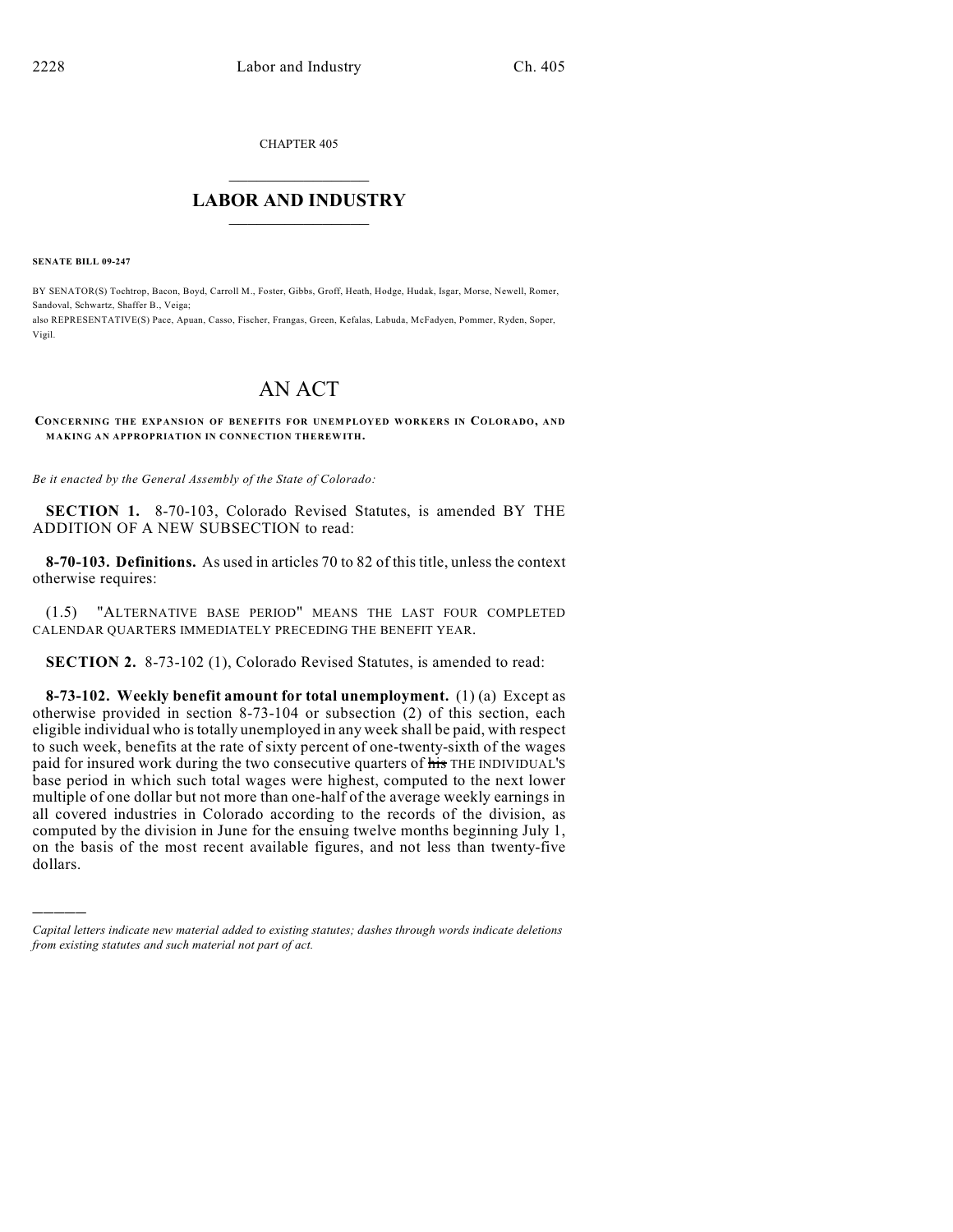CHAPTER 405

# LABOR AND INDUSTRY

**SENATE BILL 09-247**

BY SENATOR(S) Tochtrop, Bacon, Boyd, Carroll M., Foster, Gibbs, Groff, Heath, Hodge, Hudak, Isgar, Morse, Newell, Romer, Sandoval, Schwartz, Shaffer B., Veiga;
also REPRESENTATIVE(S) Pace, Apuan, Casso, Fischer, Frangas, Green, Kefalas, Labuda, McFadyen, Pommer, Ryden, Soper, Vigil.

# AN ACT

**CONCERNING THE EXPANSION OF BENEFITS FOR UNEMPLOYED WORKERS IN COLORADO, AND MAKING AN APPROPRIATION IN CONNECTION THEREWITH.**

*Be it enacted by the General Assembly of the State of Colorado:*

**SECTION 1.** 8-70-103, Colorado Revised Statutes, is amended BY THE ADDITION OF A NEW SUBSECTION to read:

**8-70-103. Definitions.** As used in articles 70 to 82 of this title, unless the context otherwise requires:

(1.5) "ALTERNATIVE BASE PERIOD" MEANS THE LAST FOUR COMPLETED CALENDAR QUARTERS IMMEDIATELY PRECEDING THE BENEFIT YEAR.

**SECTION 2.** 8-73-102 (1), Colorado Revised Statutes, is amended to read:

**8-73-102. Weekly benefit amount for total unemployment.** (1) (a) Except as otherwise provided in section 8-73-104 or subsection (2) of this section, each eligible individual who is totally unemployed in any week shall be paid, with respect to such week, benefits at the rate of sixty percent of one-twenty-sixth of the wages paid for insured work during the two consecutive quarters of ~~his~~ THE INDIVIDUAL'S base period in which such total wages were highest, computed to the next lower multiple of one dollar but not more than one-half of the average weekly earnings in all covered industries in Colorado according to the records of the division, as computed by the division in June for the ensuing twelve months beginning July 1, on the basis of the most recent available figures, and not less than twenty-five dollars.

---

*Capital letters indicate new material added to existing statutes; dashes through words indicate deletions from existing statutes and such material not part of act.*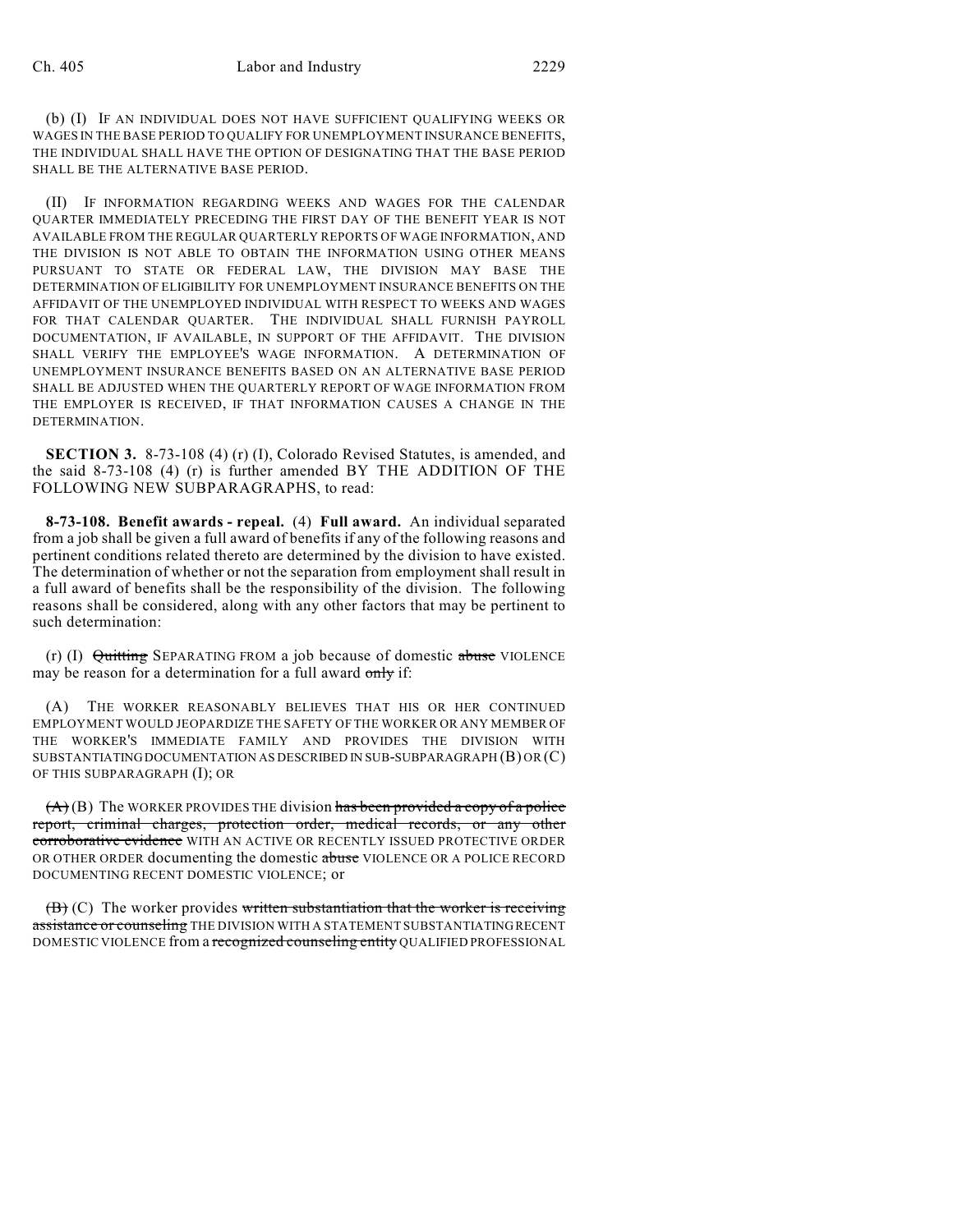(b) (I) IF AN INDIVIDUAL DOES NOT HAVE SUFFICIENT QUALIFYING WEEKS OR WAGES IN THE BASE PERIOD TO QUALIFY FOR UNEMPLOYMENT INSURANCE BENEFITS, THE INDIVIDUAL SHALL HAVE THE OPTION OF DESIGNATING THAT THE BASE PERIOD SHALL BE THE ALTERNATIVE BASE PERIOD.

(II) IF INFORMATION REGARDING WEEKS AND WAGES FOR THE CALENDAR QUARTER IMMEDIATELY PRECEDING THE FIRST DAY OF THE BENEFIT YEAR IS NOT AVAILABLE FROM THE REGULAR QUARTERLY REPORTS OF WAGE INFORMATION, AND THE DIVISION IS NOT ABLE TO OBTAIN THE INFORMATION USING OTHER MEANS PURSUANT TO STATE OR FEDERAL LAW, THE DIVISION MAY BASE THE DETERMINATION OF ELIGIBILITY FOR UNEMPLOYMENT INSURANCE BENEFITS ON THE AFFIDAVIT OF THE UNEMPLOYED INDIVIDUAL WITH RESPECT TO WEEKS AND WAGES FOR THAT CALENDAR QUARTER. THE INDIVIDUAL SHALL FURNISH PAYROLL DOCUMENTATION, IF AVAILABLE, IN SUPPORT OF THE AFFIDAVIT. THE DIVISION SHALL VERIFY THE EMPLOYEE'S WAGE INFORMATION. A DETERMINATION OF UNEMPLOYMENT INSURANCE BENEFITS BASED ON AN ALTERNATIVE BASE PERIOD SHALL BE ADJUSTED WHEN THE QUARTERLY REPORT OF WAGE INFORMATION FROM THE EMPLOYER IS RECEIVED, IF THAT INFORMATION CAUSES A CHANGE IN THE DETERMINATION.

**SECTION 3.** 8-73-108 (4) (r) (I), Colorado Revised Statutes, is amended, and the said 8-73-108 (4) (r) is further amended BY THE ADDITION OF THE FOLLOWING NEW SUBPARAGRAPHS, to read:

**8-73-108. Benefit awards - repeal.** (4) **Full award.** An individual separated from a job shall be given a full award of benefits if any of the following reasons and pertinent conditions related thereto are determined by the division to have existed. The determination of whether or not the separation from employment shall result in a full award of benefits shall be the responsibility of the division. The following reasons shall be considered, along with any other factors that may be pertinent to such determination:

(r) (I) ~~Quitting~~ SEPARATING FROM a job because of domestic ~~abuse~~ VIOLENCE may be reason for a determination for a full award ~~only~~ if:

(A) THE WORKER REASONABLY BELIEVES THAT HIS OR HER CONTINUED EMPLOYMENT WOULD JEOPARDIZE THE SAFETY OF THE WORKER OR ANY MEMBER OF THE WORKER'S IMMEDIATE FAMILY AND PROVIDES THE DIVISION WITH SUBSTANTIATING DOCUMENTATION AS DESCRIBED IN SUB-SUBPARAGRAPH (B) OR (C) OF THIS SUBPARAGRAPH (I); OR

~~(A)~~ (B) The WORKER PROVIDES THE division ~~has been provided a copy of a police report, criminal charges, protection order, medical records, or any other corroborative evidence~~ WITH AN ACTIVE OR RECENTLY ISSUED PROTECTIVE ORDER OR OTHER ORDER documenting the domestic ~~abuse~~ VIOLENCE OR A POLICE RECORD DOCUMENTING RECENT DOMESTIC VIOLENCE; or

~~(B)~~ (C) The worker provides ~~written substantiation that the worker is receiving assistance or counseling~~ THE DIVISION WITH A STATEMENT SUBSTANTIATING RECENT DOMESTIC VIOLENCE from a ~~recognized counseling entity~~ QUALIFIED PROFESSIONAL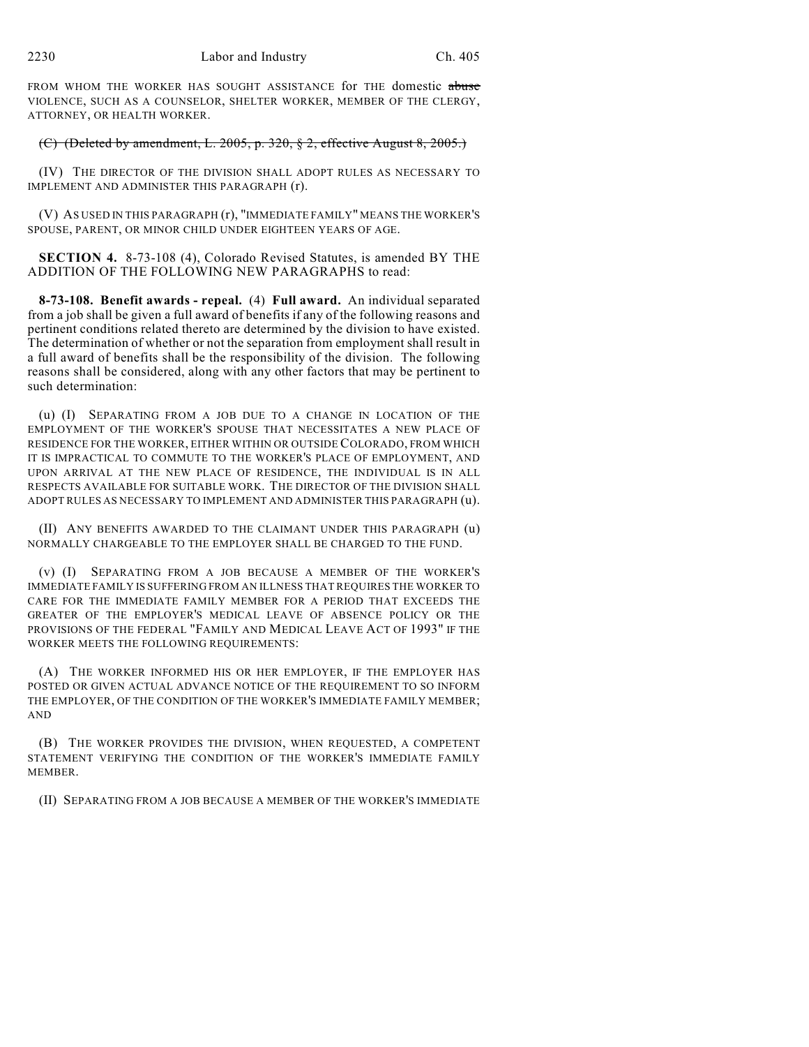FROM WHOM THE WORKER HAS SOUGHT ASSISTANCE for THE domestic ~~abuse~~ VIOLENCE, SUCH AS A COUNSELOR, SHELTER WORKER, MEMBER OF THE CLERGY, ATTORNEY, OR HEALTH WORKER.

~~(C) (Deleted by amendment, L. 2005, p. 320, § 2, effective August 8, 2005.)~~

(IV) THE DIRECTOR OF THE DIVISION SHALL ADOPT RULES AS NECESSARY TO IMPLEMENT AND ADMINISTER THIS PARAGRAPH (r).

(V) AS USED IN THIS PARAGRAPH (r), "IMMEDIATE FAMILY" MEANS THE WORKER'S SPOUSE, PARENT, OR MINOR CHILD UNDER EIGHTEEN YEARS OF AGE.

**SECTION 4.** 8-73-108 (4), Colorado Revised Statutes, is amended BY THE ADDITION OF THE FOLLOWING NEW PARAGRAPHS to read:

**8-73-108. Benefit awards - repeal.** (4) **Full award.** An individual separated from a job shall be given a full award of benefits if any of the following reasons and pertinent conditions related thereto are determined by the division to have existed. The determination of whether or not the separation from employment shall result in a full award of benefits shall be the responsibility of the division. The following reasons shall be considered, along with any other factors that may be pertinent to such determination:

(u) (I) SEPARATING FROM A JOB DUE TO A CHANGE IN LOCATION OF THE EMPLOYMENT OF THE WORKER'S SPOUSE THAT NECESSITATES A NEW PLACE OF RESIDENCE FOR THE WORKER, EITHER WITHIN OR OUTSIDE COLORADO, FROM WHICH IT IS IMPRACTICAL TO COMMUTE TO THE WORKER'S PLACE OF EMPLOYMENT, AND UPON ARRIVAL AT THE NEW PLACE OF RESIDENCE, THE INDIVIDUAL IS IN ALL RESPECTS AVAILABLE FOR SUITABLE WORK. THE DIRECTOR OF THE DIVISION SHALL ADOPT RULES AS NECESSARY TO IMPLEMENT AND ADMINISTER THIS PARAGRAPH (u).

(II) ANY BENEFITS AWARDED TO THE CLAIMANT UNDER THIS PARAGRAPH (u) NORMALLY CHARGEABLE TO THE EMPLOYER SHALL BE CHARGED TO THE FUND.

(v) (I) SEPARATING FROM A JOB BECAUSE A MEMBER OF THE WORKER'S IMMEDIATE FAMILY IS SUFFERING FROM AN ILLNESS THAT REQUIRES THE WORKER TO CARE FOR THE IMMEDIATE FAMILY MEMBER FOR A PERIOD THAT EXCEEDS THE GREATER OF THE EMPLOYER'S MEDICAL LEAVE OF ABSENCE POLICY OR THE PROVISIONS OF THE FEDERAL "FAMILY AND MEDICAL LEAVE ACT OF 1993" IF THE WORKER MEETS THE FOLLOWING REQUIREMENTS:

(A) THE WORKER INFORMED HIS OR HER EMPLOYER, IF THE EMPLOYER HAS POSTED OR GIVEN ACTUAL ADVANCE NOTICE OF THE REQUIREMENT TO SO INFORM THE EMPLOYER, OF THE CONDITION OF THE WORKER'S IMMEDIATE FAMILY MEMBER; AND

(B) THE WORKER PROVIDES THE DIVISION, WHEN REQUESTED, A COMPETENT STATEMENT VERIFYING THE CONDITION OF THE WORKER'S IMMEDIATE FAMILY MEMBER.

(II) SEPARATING FROM A JOB BECAUSE A MEMBER OF THE WORKER'S IMMEDIATE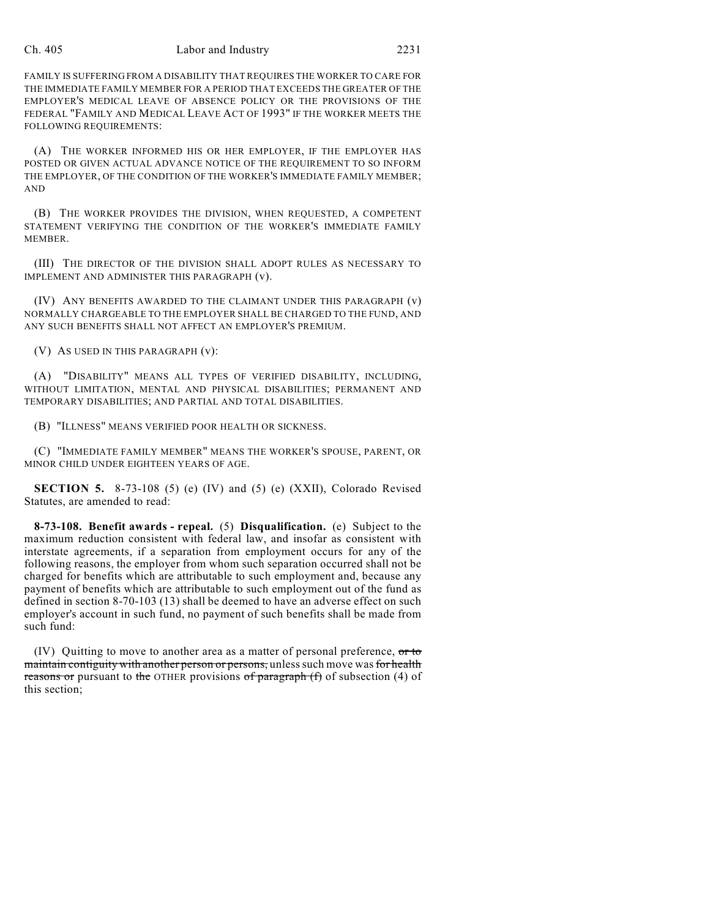FAMILY IS SUFFERING FROM A DISABILITY THAT REQUIRES THE WORKER TO CARE FOR THE IMMEDIATE FAMILY MEMBER FOR A PERIOD THAT EXCEEDS THE GREATER OF THE EMPLOYER'S MEDICAL LEAVE OF ABSENCE POLICY OR THE PROVISIONS OF THE FEDERAL "FAMILY AND MEDICAL LEAVE ACT OF 1993" IF THE WORKER MEETS THE FOLLOWING REQUIREMENTS:

(A) THE WORKER INFORMED HIS OR HER EMPLOYER, IF THE EMPLOYER HAS POSTED OR GIVEN ACTUAL ADVANCE NOTICE OF THE REQUIREMENT TO SO INFORM THE EMPLOYER, OF THE CONDITION OF THE WORKER'S IMMEDIATE FAMILY MEMBER; AND

(B) THE WORKER PROVIDES THE DIVISION, WHEN REQUESTED, A COMPETENT STATEMENT VERIFYING THE CONDITION OF THE WORKER'S IMMEDIATE FAMILY MEMBER.

(III) THE DIRECTOR OF THE DIVISION SHALL ADOPT RULES AS NECESSARY TO IMPLEMENT AND ADMINISTER THIS PARAGRAPH (v).

(IV) ANY BENEFITS AWARDED TO THE CLAIMANT UNDER THIS PARAGRAPH (v) NORMALLY CHARGEABLE TO THE EMPLOYER SHALL BE CHARGED TO THE FUND, AND ANY SUCH BENEFITS SHALL NOT AFFECT AN EMPLOYER'S PREMIUM.

(V) AS USED IN THIS PARAGRAPH (v):

(A) "DISABILITY" MEANS ALL TYPES OF VERIFIED DISABILITY, INCLUDING, WITHOUT LIMITATION, MENTAL AND PHYSICAL DISABILITIES; PERMANENT AND TEMPORARY DISABILITIES; AND PARTIAL AND TOTAL DISABILITIES.

(B) "ILLNESS" MEANS VERIFIED POOR HEALTH OR SICKNESS.

(C) "IMMEDIATE FAMILY MEMBER" MEANS THE WORKER'S SPOUSE, PARENT, OR MINOR CHILD UNDER EIGHTEEN YEARS OF AGE.

**SECTION 5.** 8-73-108 (5) (e) (IV) and (5) (e) (XXII), Colorado Revised Statutes, are amended to read:

**8-73-108. Benefit awards - repeal.** (5) **Disqualification.** (e) Subject to the maximum reduction consistent with federal law, and insofar as consistent with interstate agreements, if a separation from employment occurs for any of the following reasons, the employer from whom such separation occurred shall not be charged for benefits which are attributable to such employment and, because any payment of benefits which are attributable to such employment out of the fund as defined in section 8-70-103 (13) shall be deemed to have an adverse effect on such employer's account in such fund, no payment of such benefits shall be made from such fund:

(IV) Quitting to move to another area as a matter of personal preference, ~~or to maintain contiguity with another person or persons,~~ unless such move was ~~for health reasons or~~ pursuant to ~~the~~ OTHER provisions ~~of paragraph (f)~~ of subsection (4) of this section;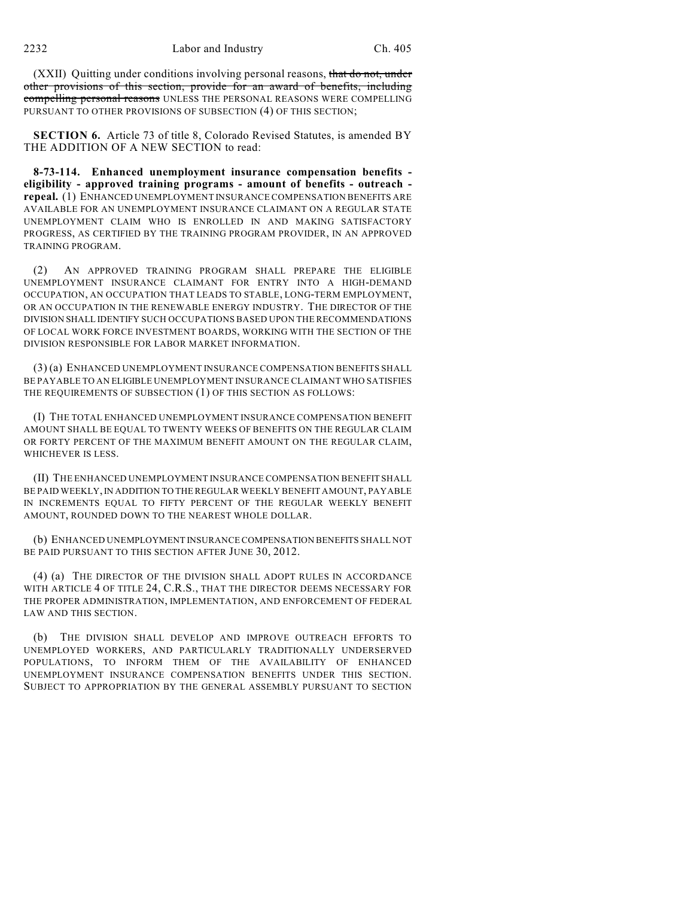(XXII) Quitting under conditions involving personal reasons, ~~that do not, under other provisions of this section, provide for an award of benefits, including compelling personal reasons~~ UNLESS THE PERSONAL REASONS WERE COMPELLING PURSUANT TO OTHER PROVISIONS OF SUBSECTION (4) OF THIS SECTION;

**SECTION 6.** Article 73 of title 8, Colorado Revised Statutes, is amended BY THE ADDITION OF A NEW SECTION to read:

**8-73-114. Enhanced unemployment insurance compensation benefits - eligibility - approved training programs - amount of benefits - outreach - repeal.** (1) ENHANCED UNEMPLOYMENT INSURANCE COMPENSATION BENEFITS ARE AVAILABLE FOR AN UNEMPLOYMENT INSURANCE CLAIMANT ON A REGULAR STATE UNEMPLOYMENT CLAIM WHO IS ENROLLED IN AND MAKING SATISFACTORY PROGRESS, AS CERTIFIED BY THE TRAINING PROGRAM PROVIDER, IN AN APPROVED TRAINING PROGRAM.

(2) AN APPROVED TRAINING PROGRAM SHALL PREPARE THE ELIGIBLE UNEMPLOYMENT INSURANCE CLAIMANT FOR ENTRY INTO A HIGH-DEMAND OCCUPATION, AN OCCUPATION THAT LEADS TO STABLE, LONG-TERM EMPLOYMENT, OR AN OCCUPATION IN THE RENEWABLE ENERGY INDUSTRY. THE DIRECTOR OF THE DIVISION SHALL IDENTIFY SUCH OCCUPATIONS BASED UPON THE RECOMMENDATIONS OF LOCAL WORK FORCE INVESTMENT BOARDS, WORKING WITH THE SECTION OF THE DIVISION RESPONSIBLE FOR LABOR MARKET INFORMATION.

(3) (a) ENHANCED UNEMPLOYMENT INSURANCE COMPENSATION BENEFITS SHALL BE PAYABLE TO AN ELIGIBLE UNEMPLOYMENT INSURANCE CLAIMANT WHO SATISFIES THE REQUIREMENTS OF SUBSECTION (1) OF THIS SECTION AS FOLLOWS:

(I) THE TOTAL ENHANCED UNEMPLOYMENT INSURANCE COMPENSATION BENEFIT AMOUNT SHALL BE EQUAL TO TWENTY WEEKS OF BENEFITS ON THE REGULAR CLAIM OR FORTY PERCENT OF THE MAXIMUM BENEFIT AMOUNT ON THE REGULAR CLAIM, WHICHEVER IS LESS.

(II) THE ENHANCED UNEMPLOYMENT INSURANCE COMPENSATION BENEFIT SHALL BE PAID WEEKLY, IN ADDITION TO THE REGULAR WEEKLY BENEFIT AMOUNT, PAYABLE IN INCREMENTS EQUAL TO FIFTY PERCENT OF THE REGULAR WEEKLY BENEFIT AMOUNT, ROUNDED DOWN TO THE NEAREST WHOLE DOLLAR.

(b) ENHANCED UNEMPLOYMENT INSURANCE COMPENSATION BENEFITS SHALL NOT BE PAID PURSUANT TO THIS SECTION AFTER JUNE 30, 2012.

(4) (a) THE DIRECTOR OF THE DIVISION SHALL ADOPT RULES IN ACCORDANCE WITH ARTICLE 4 OF TITLE 24, C.R.S., THAT THE DIRECTOR DEEMS NECESSARY FOR THE PROPER ADMINISTRATION, IMPLEMENTATION, AND ENFORCEMENT OF FEDERAL LAW AND THIS SECTION.

(b) THE DIVISION SHALL DEVELOP AND IMPROVE OUTREACH EFFORTS TO UNEMPLOYED WORKERS, AND PARTICULARLY TRADITIONALLY UNDERSERVED POPULATIONS, TO INFORM THEM OF THE AVAILABILITY OF ENHANCED UNEMPLOYMENT INSURANCE COMPENSATION BENEFITS UNDER THIS SECTION. SUBJECT TO APPROPRIATION BY THE GENERAL ASSEMBLY PURSUANT TO SECTION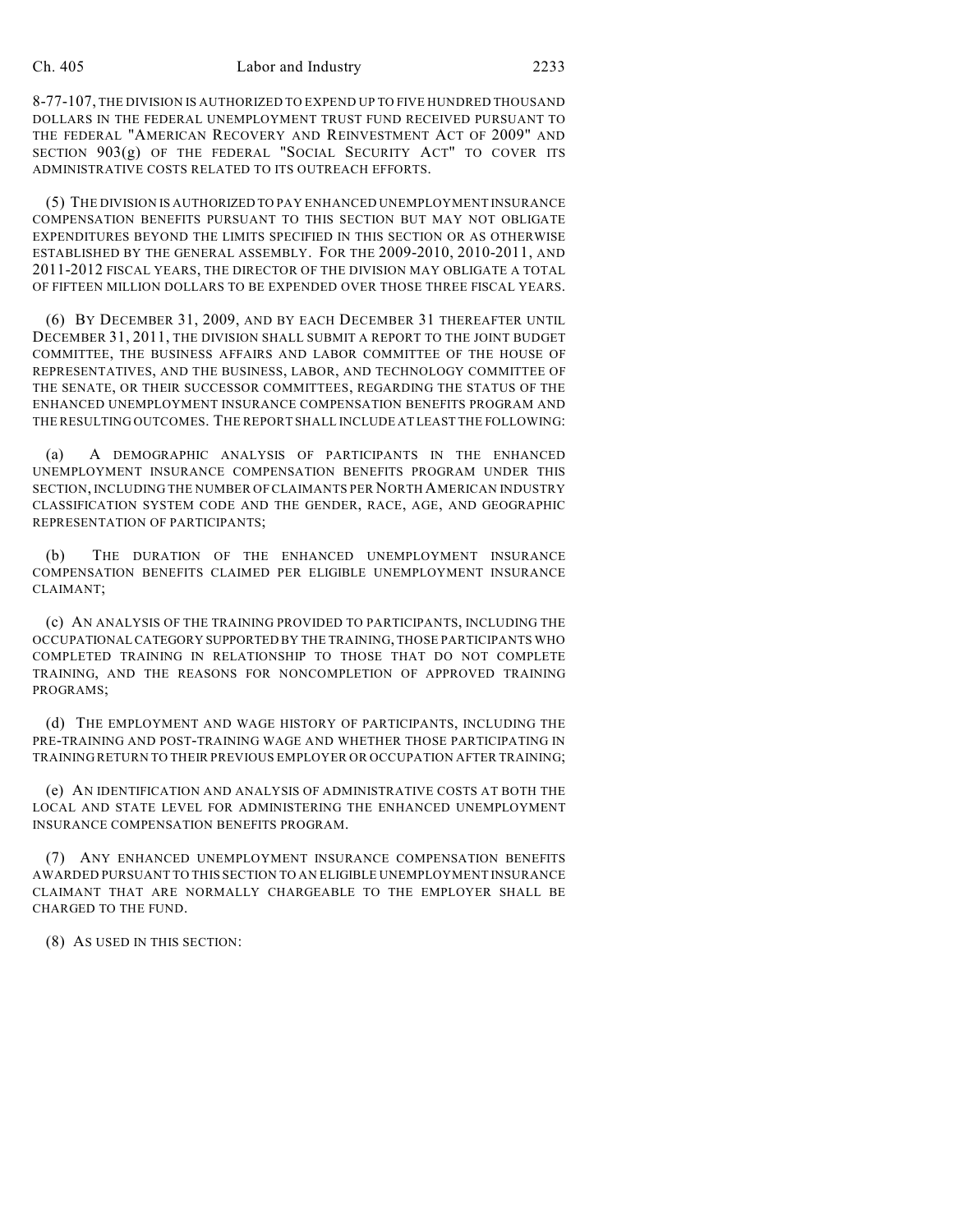8-77-107, THE DIVISION IS AUTHORIZED TO EXPEND UP TO FIVE HUNDRED THOUSAND DOLLARS IN THE FEDERAL UNEMPLOYMENT TRUST FUND RECEIVED PURSUANT TO THE FEDERAL "AMERICAN RECOVERY AND REINVESTMENT ACT OF 2009" AND SECTION 903(g) OF THE FEDERAL "SOCIAL SECURITY ACT" TO COVER ITS ADMINISTRATIVE COSTS RELATED TO ITS OUTREACH EFFORTS.

(5) THE DIVISION IS AUTHORIZED TO PAY ENHANCED UNEMPLOYMENT INSURANCE COMPENSATION BENEFITS PURSUANT TO THIS SECTION BUT MAY NOT OBLIGATE EXPENDITURES BEYOND THE LIMITS SPECIFIED IN THIS SECTION OR AS OTHERWISE ESTABLISHED BY THE GENERAL ASSEMBLY. FOR THE 2009-2010, 2010-2011, AND 2011-2012 FISCAL YEARS, THE DIRECTOR OF THE DIVISION MAY OBLIGATE A TOTAL OF FIFTEEN MILLION DOLLARS TO BE EXPENDED OVER THOSE THREE FISCAL YEARS.

(6) BY DECEMBER 31, 2009, AND BY EACH DECEMBER 31 THEREAFTER UNTIL DECEMBER 31, 2011, THE DIVISION SHALL SUBMIT A REPORT TO THE JOINT BUDGET COMMITTEE, THE BUSINESS AFFAIRS AND LABOR COMMITTEE OF THE HOUSE OF REPRESENTATIVES, AND THE BUSINESS, LABOR, AND TECHNOLOGY COMMITTEE OF THE SENATE, OR THEIR SUCCESSOR COMMITTEES, REGARDING THE STATUS OF THE ENHANCED UNEMPLOYMENT INSURANCE COMPENSATION BENEFITS PROGRAM AND THE RESULTING OUTCOMES. THE REPORT SHALL INCLUDE AT LEAST THE FOLLOWING:

(a) A DEMOGRAPHIC ANALYSIS OF PARTICIPANTS IN THE ENHANCED UNEMPLOYMENT INSURANCE COMPENSATION BENEFITS PROGRAM UNDER THIS SECTION, INCLUDING THE NUMBER OF CLAIMANTS PER NORTH AMERICAN INDUSTRY CLASSIFICATION SYSTEM CODE AND THE GENDER, RACE, AGE, AND GEOGRAPHIC REPRESENTATION OF PARTICIPANTS;

(b) THE DURATION OF THE ENHANCED UNEMPLOYMENT INSURANCE COMPENSATION BENEFITS CLAIMED PER ELIGIBLE UNEMPLOYMENT INSURANCE CLAIMANT;

(c) AN ANALYSIS OF THE TRAINING PROVIDED TO PARTICIPANTS, INCLUDING THE OCCUPATIONAL CATEGORY SUPPORTED BY THE TRAINING, THOSE PARTICIPANTS WHO COMPLETED TRAINING IN RELATIONSHIP TO THOSE THAT DO NOT COMPLETE TRAINING, AND THE REASONS FOR NONCOMPLETION OF APPROVED TRAINING PROGRAMS;

(d) THE EMPLOYMENT AND WAGE HISTORY OF PARTICIPANTS, INCLUDING THE PRE-TRAINING AND POST-TRAINING WAGE AND WHETHER THOSE PARTICIPATING IN TRAINING RETURN TO THEIR PREVIOUS EMPLOYER OR OCCUPATION AFTER TRAINING;

(e) AN IDENTIFICATION AND ANALYSIS OF ADMINISTRATIVE COSTS AT BOTH THE LOCAL AND STATE LEVEL FOR ADMINISTERING THE ENHANCED UNEMPLOYMENT INSURANCE COMPENSATION BENEFITS PROGRAM.

(7) ANY ENHANCED UNEMPLOYMENT INSURANCE COMPENSATION BENEFITS AWARDED PURSUANT TO THIS SECTION TO AN ELIGIBLE UNEMPLOYMENT INSURANCE CLAIMANT THAT ARE NORMALLY CHARGEABLE TO THE EMPLOYER SHALL BE CHARGED TO THE FUND.

(8) AS USED IN THIS SECTION: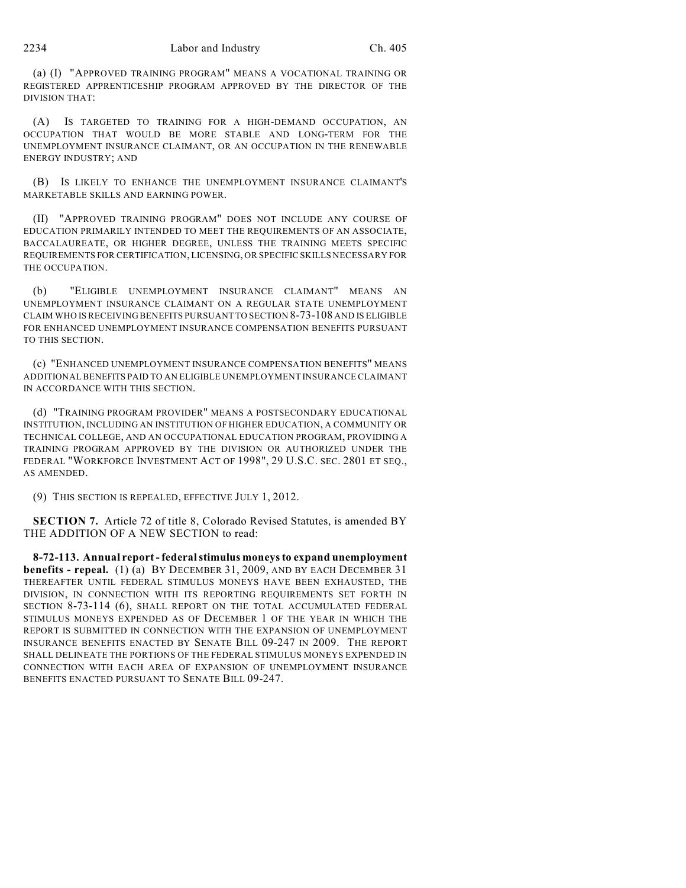(a) (I) "APPROVED TRAINING PROGRAM" MEANS A VOCATIONAL TRAINING OR REGISTERED APPRENTICESHIP PROGRAM APPROVED BY THE DIRECTOR OF THE DIVISION THAT:

(A) IS TARGETED TO TRAINING FOR A HIGH-DEMAND OCCUPATION, AN OCCUPATION THAT WOULD BE MORE STABLE AND LONG-TERM FOR THE UNEMPLOYMENT INSURANCE CLAIMANT, OR AN OCCUPATION IN THE RENEWABLE ENERGY INDUSTRY; AND

(B) IS LIKELY TO ENHANCE THE UNEMPLOYMENT INSURANCE CLAIMANT'S MARKETABLE SKILLS AND EARNING POWER.

(II) "APPROVED TRAINING PROGRAM" DOES NOT INCLUDE ANY COURSE OF EDUCATION PRIMARILY INTENDED TO MEET THE REQUIREMENTS OF AN ASSOCIATE, BACCALAUREATE, OR HIGHER DEGREE, UNLESS THE TRAINING MEETS SPECIFIC REQUIREMENTS FOR CERTIFICATION, LICENSING, OR SPECIFIC SKILLS NECESSARY FOR THE OCCUPATION.

(b) "ELIGIBLE UNEMPLOYMENT INSURANCE CLAIMANT" MEANS AN UNEMPLOYMENT INSURANCE CLAIMANT ON A REGULAR STATE UNEMPLOYMENT CLAIM WHO IS RECEIVING BENEFITS PURSUANT TO SECTION 8-73-108 AND IS ELIGIBLE FOR ENHANCED UNEMPLOYMENT INSURANCE COMPENSATION BENEFITS PURSUANT TO THIS SECTION.

(c) "ENHANCED UNEMPLOYMENT INSURANCE COMPENSATION BENEFITS" MEANS ADDITIONAL BENEFITS PAID TO AN ELIGIBLE UNEMPLOYMENT INSURANCE CLAIMANT IN ACCORDANCE WITH THIS SECTION.

(d) "TRAINING PROGRAM PROVIDER" MEANS A POSTSECONDARY EDUCATIONAL INSTITUTION, INCLUDING AN INSTITUTION OF HIGHER EDUCATION, A COMMUNITY OR TECHNICAL COLLEGE, AND AN OCCUPATIONAL EDUCATION PROGRAM, PROVIDING A TRAINING PROGRAM APPROVED BY THE DIVISION OR AUTHORIZED UNDER THE FEDERAL "WORKFORCE INVESTMENT ACT OF 1998", 29 U.S.C. SEC. 2801 ET SEQ., AS AMENDED.

(9) THIS SECTION IS REPEALED, EFFECTIVE JULY 1, 2012.

**SECTION 7.** Article 72 of title 8, Colorado Revised Statutes, is amended BY THE ADDITION OF A NEW SECTION to read:

**8-72-113. Annual report - federal stimulus moneys to expand unemployment benefits - repeal.** (1) (a) BY DECEMBER 31, 2009, AND BY EACH DECEMBER 31 THEREAFTER UNTIL FEDERAL STIMULUS MONEYS HAVE BEEN EXHAUSTED, THE DIVISION, IN CONNECTION WITH ITS REPORTING REQUIREMENTS SET FORTH IN SECTION 8-73-114 (6), SHALL REPORT ON THE TOTAL ACCUMULATED FEDERAL STIMULUS MONEYS EXPENDED AS OF DECEMBER 1 OF THE YEAR IN WHICH THE REPORT IS SUBMITTED IN CONNECTION WITH THE EXPANSION OF UNEMPLOYMENT INSURANCE BENEFITS ENACTED BY SENATE BILL 09-247 IN 2009. THE REPORT SHALL DELINEATE THE PORTIONS OF THE FEDERAL STIMULUS MONEYS EXPENDED IN CONNECTION WITH EACH AREA OF EXPANSION OF UNEMPLOYMENT INSURANCE BENEFITS ENACTED PURSUANT TO SENATE BILL 09-247.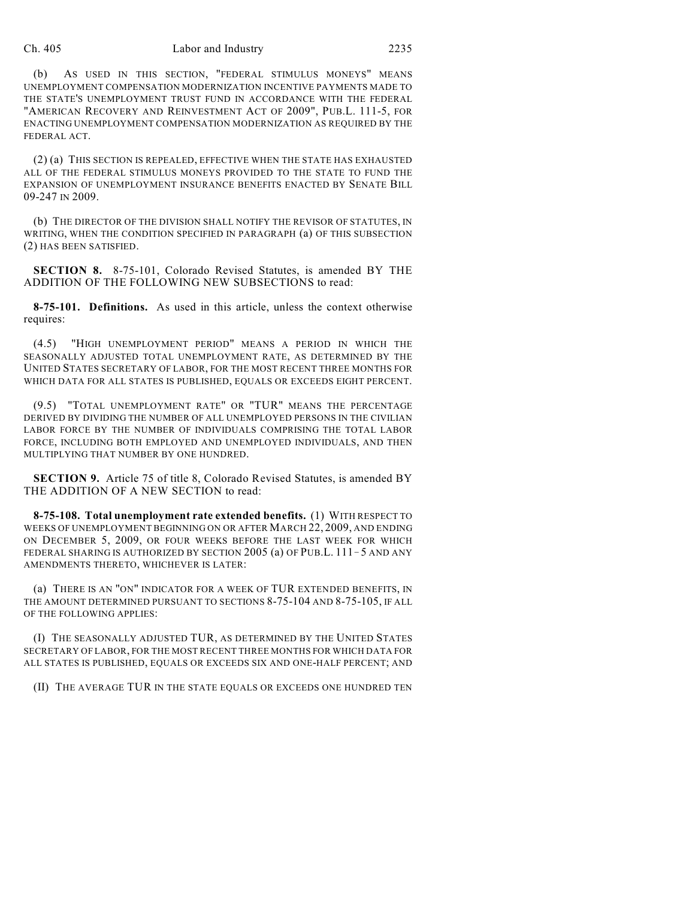(b) AS USED IN THIS SECTION, "FEDERAL STIMULUS MONEYS" MEANS UNEMPLOYMENT COMPENSATION MODERNIZATION INCENTIVE PAYMENTS MADE TO THE STATE'S UNEMPLOYMENT TRUST FUND IN ACCORDANCE WITH THE FEDERAL "AMERICAN RECOVERY AND REINVESTMENT ACT OF 2009", PUB.L. 111-5, FOR ENACTING UNEMPLOYMENT COMPENSATION MODERNIZATION AS REQUIRED BY THE FEDERAL ACT.

(2) (a) THIS SECTION IS REPEALED, EFFECTIVE WHEN THE STATE HAS EXHAUSTED ALL OF THE FEDERAL STIMULUS MONEYS PROVIDED TO THE STATE TO FUND THE EXPANSION OF UNEMPLOYMENT INSURANCE BENEFITS ENACTED BY SENATE BILL 09-247 IN 2009.

(b) THE DIRECTOR OF THE DIVISION SHALL NOTIFY THE REVISOR OF STATUTES, IN WRITING, WHEN THE CONDITION SPECIFIED IN PARAGRAPH (a) OF THIS SUBSECTION (2) HAS BEEN SATISFIED.

**SECTION 8.** 8-75-101, Colorado Revised Statutes, is amended BY THE ADDITION OF THE FOLLOWING NEW SUBSECTIONS to read:

**8-75-101. Definitions.** As used in this article, unless the context otherwise requires:

(4.5) "HIGH UNEMPLOYMENT PERIOD" MEANS A PERIOD IN WHICH THE SEASONALLY ADJUSTED TOTAL UNEMPLOYMENT RATE, AS DETERMINED BY THE UNITED STATES SECRETARY OF LABOR, FOR THE MOST RECENT THREE MONTHS FOR WHICH DATA FOR ALL STATES IS PUBLISHED, EQUALS OR EXCEEDS EIGHT PERCENT.

(9.5) "TOTAL UNEMPLOYMENT RATE" OR "TUR" MEANS THE PERCENTAGE DERIVED BY DIVIDING THE NUMBER OF ALL UNEMPLOYED PERSONS IN THE CIVILIAN LABOR FORCE BY THE NUMBER OF INDIVIDUALS COMPRISING THE TOTAL LABOR FORCE, INCLUDING BOTH EMPLOYED AND UNEMPLOYED INDIVIDUALS, AND THEN MULTIPLYING THAT NUMBER BY ONE HUNDRED.

**SECTION 9.** Article 75 of title 8, Colorado Revised Statutes, is amended BY THE ADDITION OF A NEW SECTION to read:

**8-75-108. Total unemployment rate extended benefits.** (1) WITH RESPECT TO WEEKS OF UNEMPLOYMENT BEGINNING ON OR AFTER MARCH 22, 2009, AND ENDING ON DECEMBER 5, 2009, OR FOUR WEEKS BEFORE THE LAST WEEK FOR WHICH FEDERAL SHARING IS AUTHORIZED BY SECTION 2005 (a) OF PUB.L. 111-5 AND ANY AMENDMENTS THERETO, WHICHEVER IS LATER:

(a) THERE IS AN "ON" INDICATOR FOR A WEEK OF TUR EXTENDED BENEFITS, IN THE AMOUNT DETERMINED PURSUANT TO SECTIONS 8-75-104 AND 8-75-105, IF ALL OF THE FOLLOWING APPLIES:

(I) THE SEASONALLY ADJUSTED TUR, AS DETERMINED BY THE UNITED STATES SECRETARY OF LABOR, FOR THE MOST RECENT THREE MONTHS FOR WHICH DATA FOR ALL STATES IS PUBLISHED, EQUALS OR EXCEEDS SIX AND ONE-HALF PERCENT; AND

(II) THE AVERAGE TUR IN THE STATE EQUALS OR EXCEEDS ONE HUNDRED TEN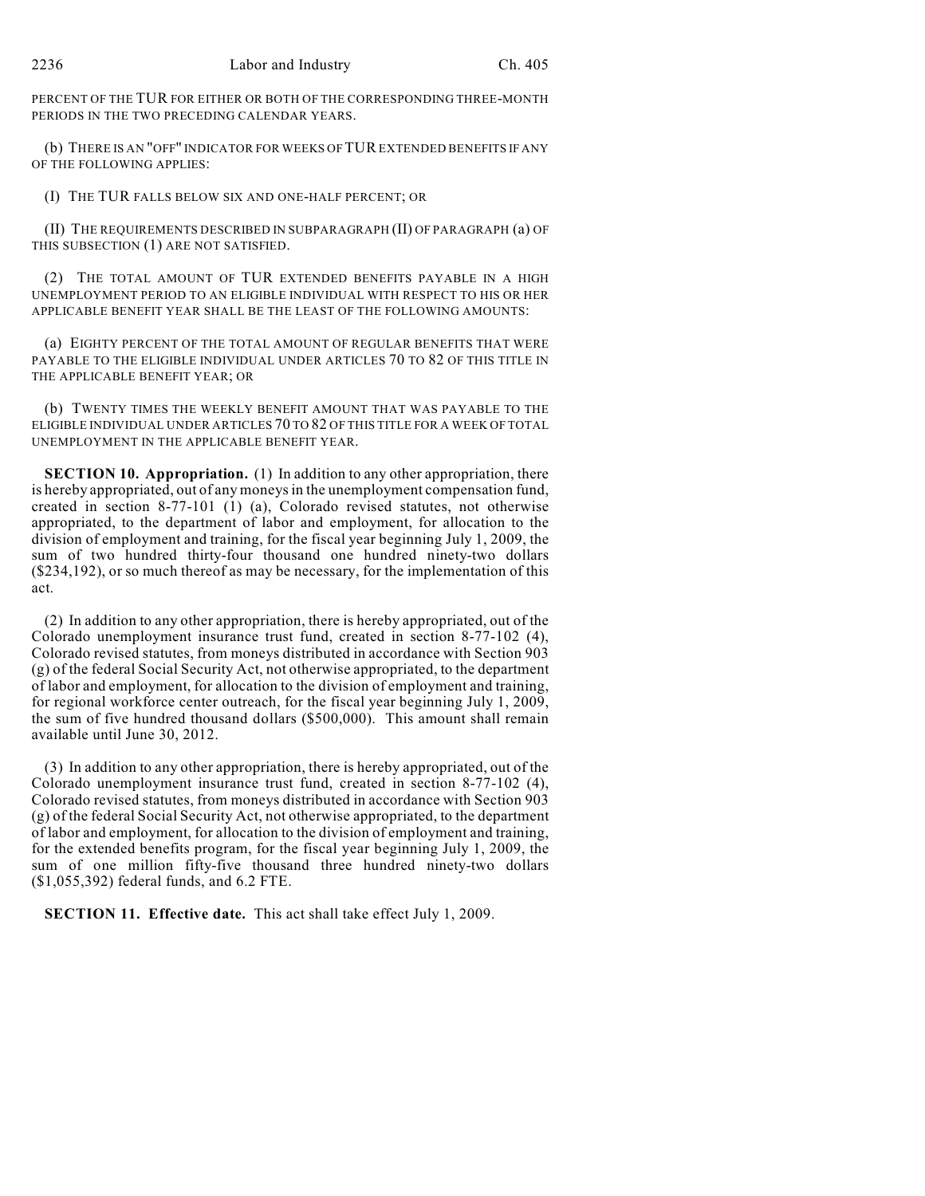PERCENT OF THE TUR FOR EITHER OR BOTH OF THE CORRESPONDING THREE-MONTH PERIODS IN THE TWO PRECEDING CALENDAR YEARS.

(b) THERE IS AN "OFF" INDICATOR FOR WEEKS OF TUR EXTENDED BENEFITS IF ANY OF THE FOLLOWING APPLIES:

(I) THE TUR FALLS BELOW SIX AND ONE-HALF PERCENT; OR

(II) THE REQUIREMENTS DESCRIBED IN SUBPARAGRAPH (II) OF PARAGRAPH (a) OF THIS SUBSECTION (1) ARE NOT SATISFIED.

(2) THE TOTAL AMOUNT OF TUR EXTENDED BENEFITS PAYABLE IN A HIGH UNEMPLOYMENT PERIOD TO AN ELIGIBLE INDIVIDUAL WITH RESPECT TO HIS OR HER APPLICABLE BENEFIT YEAR SHALL BE THE LEAST OF THE FOLLOWING AMOUNTS:

(a) EIGHTY PERCENT OF THE TOTAL AMOUNT OF REGULAR BENEFITS THAT WERE PAYABLE TO THE ELIGIBLE INDIVIDUAL UNDER ARTICLES 70 TO 82 OF THIS TITLE IN THE APPLICABLE BENEFIT YEAR; OR

(b) TWENTY TIMES THE WEEKLY BENEFIT AMOUNT THAT WAS PAYABLE TO THE ELIGIBLE INDIVIDUAL UNDER ARTICLES 70 TO 82 OF THIS TITLE FOR A WEEK OF TOTAL UNEMPLOYMENT IN THE APPLICABLE BENEFIT YEAR.

**SECTION 10. Appropriation.** (1) In addition to any other appropriation, there is hereby appropriated, out of any moneys in the unemployment compensation fund, created in section 8-77-101 (1) (a), Colorado revised statutes, not otherwise appropriated, to the department of labor and employment, for allocation to the division of employment and training, for the fiscal year beginning July 1, 2009, the sum of two hundred thirty-four thousand one hundred ninety-two dollars ($234,192), or so much thereof as may be necessary, for the implementation of this act.

(2) In addition to any other appropriation, there is hereby appropriated, out of the Colorado unemployment insurance trust fund, created in section 8-77-102 (4), Colorado revised statutes, from moneys distributed in accordance with Section 903 (g) of the federal Social Security Act, not otherwise appropriated, to the department of labor and employment, for allocation to the division of employment and training, for regional workforce center outreach, for the fiscal year beginning July 1, 2009, the sum of five hundred thousand dollars ($500,000). This amount shall remain available until June 30, 2012.

(3) In addition to any other appropriation, there is hereby appropriated, out of the Colorado unemployment insurance trust fund, created in section 8-77-102 (4), Colorado revised statutes, from moneys distributed in accordance with Section 903 (g) of the federal Social Security Act, not otherwise appropriated, to the department of labor and employment, for allocation to the division of employment and training, for the extended benefits program, for the fiscal year beginning July 1, 2009, the sum of one million fifty-five thousand three hundred ninety-two dollars ($1,055,392) federal funds, and 6.2 FTE.

**SECTION 11. Effective date.** This act shall take effect July 1, 2009.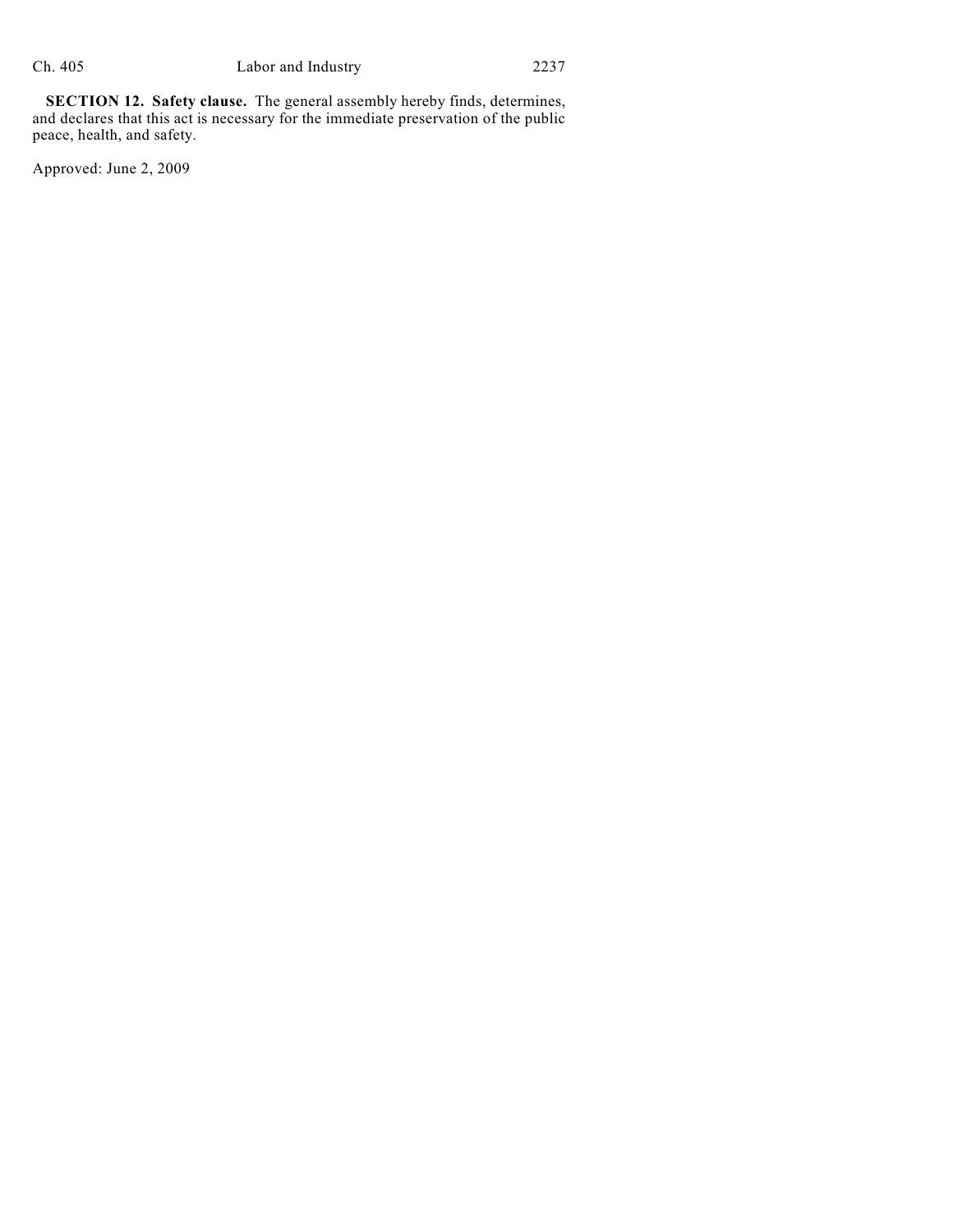**SECTION 12. Safety clause.** The general assembly hereby finds, determines, and declares that this act is necessary for the immediate preservation of the public peace, health, and safety.

Approved: June 2, 2009